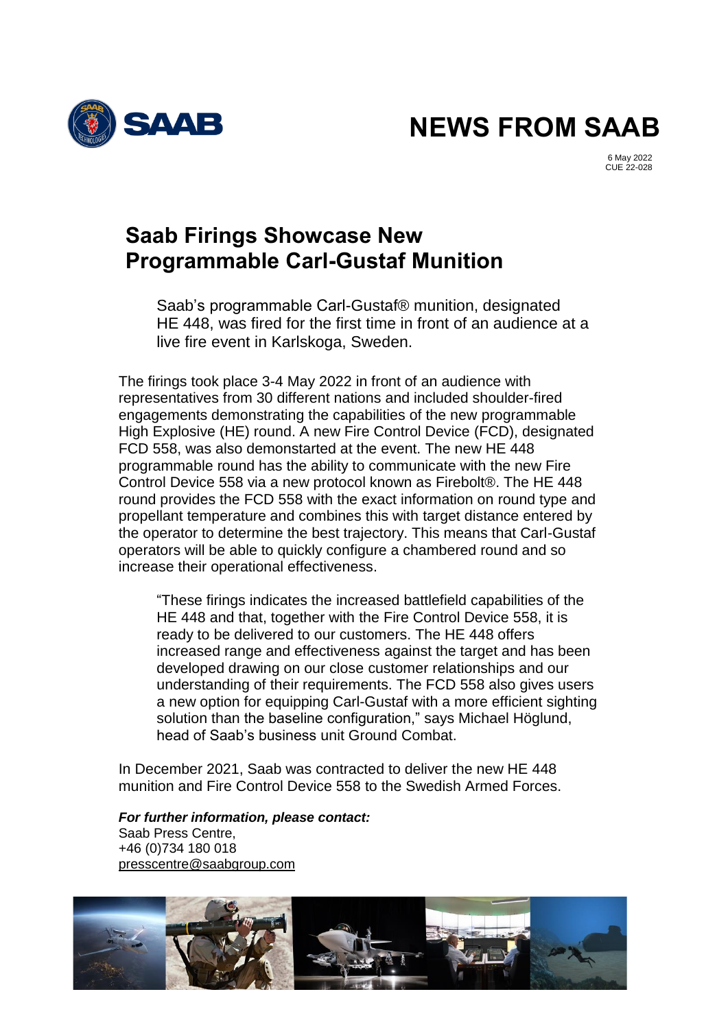# NEWS FROM SAAB

6 May 2022
CUE 22-028

## Saab Firings Showcase New Programmable Carl-Gustaf Munition

Saab's programmable Carl-Gustaf® munition, designated HE 448, was fired for the first time in front of an audience at a live fire event in Karlskoga, Sweden.

The firings took place 3-4 May 2022 in front of an audience with representatives from 30 different nations and included shoulder-fired engagements demonstrating the capabilities of the new programmable High Explosive (HE) round. A new Fire Control Device (FCD), designated FCD 558, was also demonstarted at the event. The new HE 448 programmable round has the ability to communicate with the new Fire Control Device 558 via a new protocol known as Firebolt®. The HE 448 round provides the FCD 558 with the exact information on round type and propellant temperature and combines this with target distance entered by the operator to determine the best trajectory. This means that Carl-Gustaf operators will be able to quickly configure a chambered round and so increase their operational effectiveness.

"These firings indicates the increased battlefield capabilities of the HE 448 and that, together with the Fire Control Device 558, it is ready to be delivered to our customers. The HE 448 offers increased range and effectiveness against the target and has been developed drawing on our close customer relationships and our understanding of their requirements. The FCD 558 also gives users a new option for equipping Carl-Gustaf with a more efficient sighting solution than the baseline configuration," says Michael Höglund, head of Saab's business unit Ground Combat.

In December 2021, Saab was contracted to deliver the new HE 448 munition and Fire Control Device 558 to the Swedish Armed Forces.

***For further information, please contact:***
Saab Press Centre,
+46 (0)734 180 018
presscentre@saabgroup.com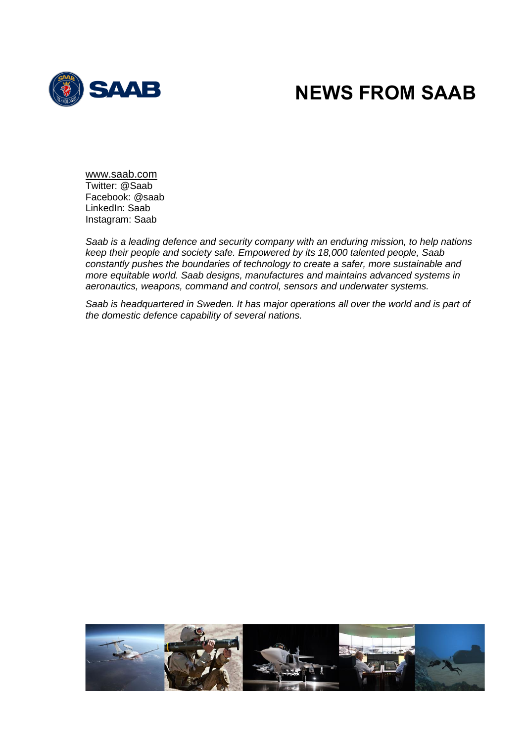# NEWS FROM SAAB

www.saab.com
Twitter: @Saab
Facebook: @saab
LinkedIn: Saab
Instagram: Saab

*Saab is a leading defence and security company with an enduring mission, to help nations keep their people and society safe. Empowered by its 18,000 talented people, Saab constantly pushes the boundaries of technology to create a safer, more sustainable and more equitable world. Saab designs, manufactures and maintains advanced systems in aeronautics, weapons, command and control, sensors and underwater systems.*

*Saab is headquartered in Sweden. It has major operations all over the world and is part of the domestic defence capability of several nations.*